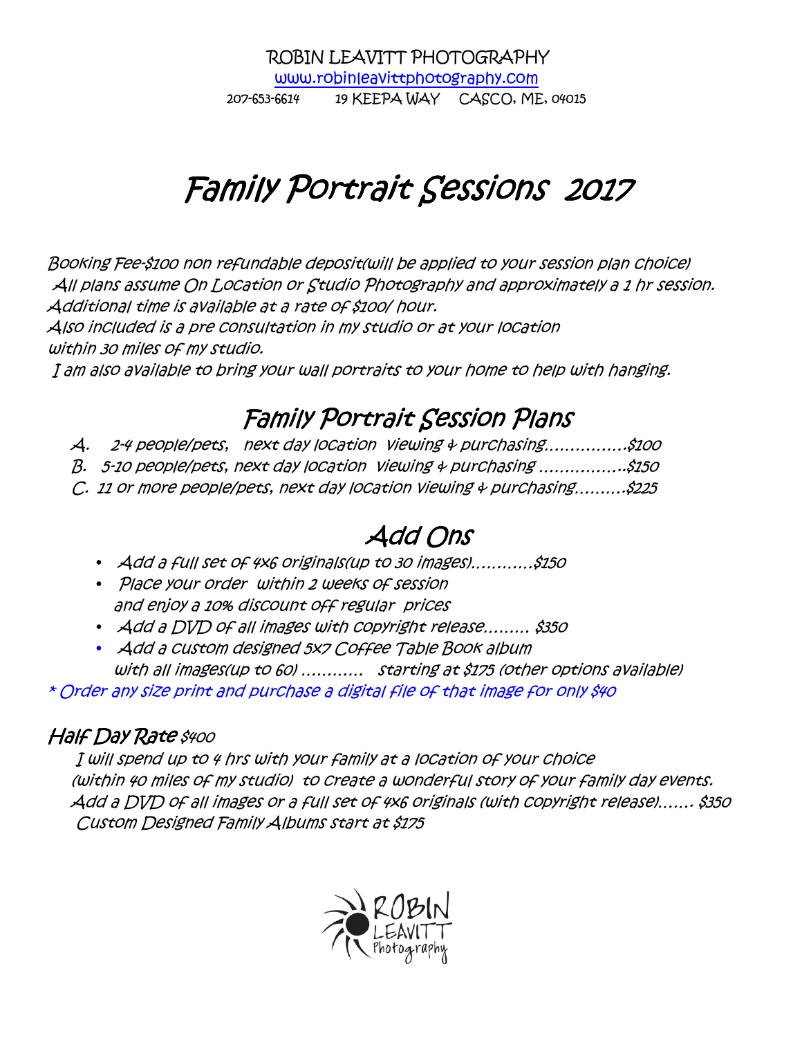ROBIN LEAVITT PHOTOGRAPHY
www.robinleavittphotography.com
207-653-6614 19 KEEPA WAY CASCO, ME, 04015

# Family Portrait Sessions 2017

Booking Fee-$100 non refundable deposit(will be applied to your session plan choice)
All plans assume On Location or Studio Photography and approximately a 1 hr session.
Additional time is available at a rate of $100/ hour.
Also included is a pre consultation in my studio or at your location
within 30 miles of my studio.
I am also available to bring your wall portraits to your home to help with hanging.

## Family Portrait Session Plans

A. 2-4 people/pets, next day location viewing & purchasing................$100
B. 5-10 people/pets, next day location viewing & purchasing ................$150
C. 11 or more people/pets, next day location viewing & purchasing..........$225

## Add Ons

- Add a full set of 4x6 originals(up to 30 images)............$150
- Place your order within 2 weeks of session and enjoy a 10% discount off regular prices
- Add a DVD of all images with copyright release......... $350
- Add a custom designed 5x7 Coffee Table Book album with all images(up to 60) ............ starting at $175 (other options available)

* Order any size print and purchase a digital file of that image for only $40

### Half Day Rate $400

I will spend up to 4 hrs with your family at a location of your choice (within 40 miles of my studio) to create a wonderful story of your family day events.
Add a DVD of all images or a full set of 4x6 originals (with copyright release)....... $350
Custom Designed Family Albums start at $175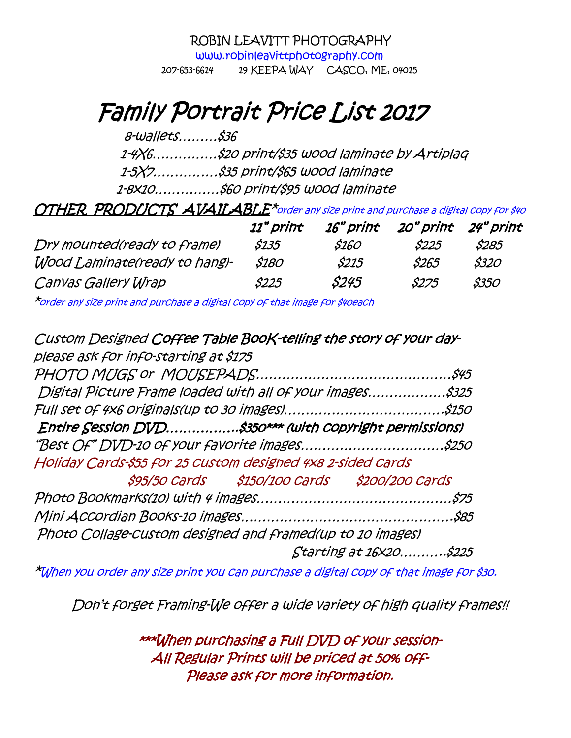ROBIN LEAVITT PHOTOGRAPHY

www.robinleavittphotography.com

207-653-6614 19 KEEPA WAY CASCO, ME, 04015

# Family Portrait Price List 2017

8-wallets.........$36

1-4X6...............$20 print/$35 wood laminate by Artiplaq

1-5X7..............$35 print/$65 wood laminate

1-8x10...............$60 print/$95 wood laminate

## OTHER PRODUCTS AVAILABLE*

*order any size print and purchase a digital copy for $40*

| | 11" print | 16" print | 20" print | 24" print |
|---|---|---|---|---|
| Dry mounted(ready to frame) | $135 | $160 | $225 | $285 |
| Wood Laminate(ready to hang)- | $180 | $215 | $265 | $320 |
| Canvas Gallery Wrap | $225 | $245 | $275 | $350 |

*order any size print and purchase a digital copy of that image for $40each

Custom Designed Coffee Table Book-telling the story of your day-please ask for info-starting at $175

PHOTO MUGS or MOUSEPADS............................................$45

Digital Picture Frame loaded with all of your images..................$325

Full set of 4x6 originals(up to 30 images)....................................$150

**Entire Session DVD.................$350*** (with copyright permissions)**

"Best Of" DVD-10 of your favorite images.................................$250

Holiday Cards-$55 for 25 custom designed 4x8 2-sided cards

$95/50 cards $150/100 cards $200/200 cards

Photo Bookmarks(10) with 4 images............................................$75

Mini Accordian Books-10 images................................................$85

Photo Collage-custom designed and framed(up to 10 images)

Starting at 16x20...........$225

*When you order any size print you can purchase a digital copy of that image for $30.

Don't forget Framing-We offer a wide variety of high quality frames!!

***When purchasing a Full DVD of your session-
All Regular Prints will be priced at 50% off-
Please ask for more information.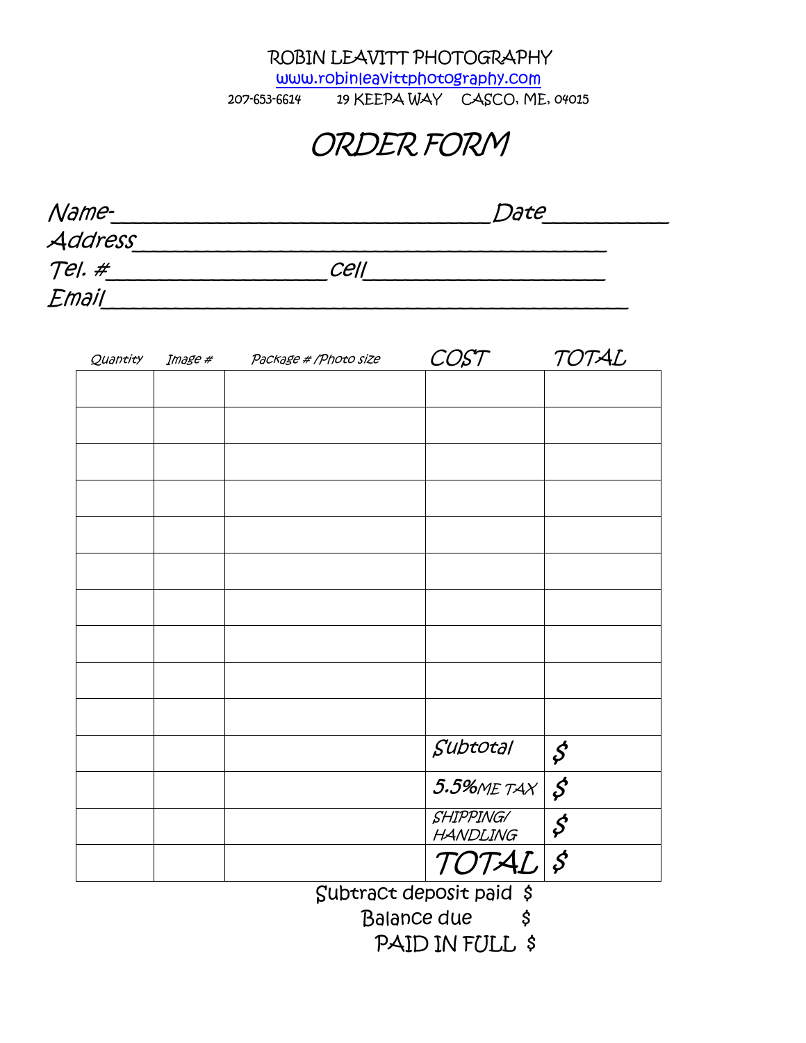ROBIN LEAVITT PHOTOGRAPHY
www.robinleavittphotography.com
207-653-6614 19 KEEPA WAY CASCO, ME, 04015

# ORDER FORM

Name-_______________________________ Date__________
Address_______________________________________
Tel. #___________________ cell___________________
Email_____________________________________________

| Quantity | Image # | Package # /Photo size | COST | TOTAL |
|---|---|---|---|---|
| | | | | |
| | | | | |
| | | | | |
| | | | | |
| | | | | |
| | | | | |
| | | | | |
| | | | | |
| | | | | |
| | | | | |
| | | | Subtotal | $ |
| | | | 5.5%ME TAX | $ |
| | | | SHIPPING/ HANDLING | $ |
| | | | TOTAL | $ |

Subtract deposit paid $
Balance due $
PAID IN FULL $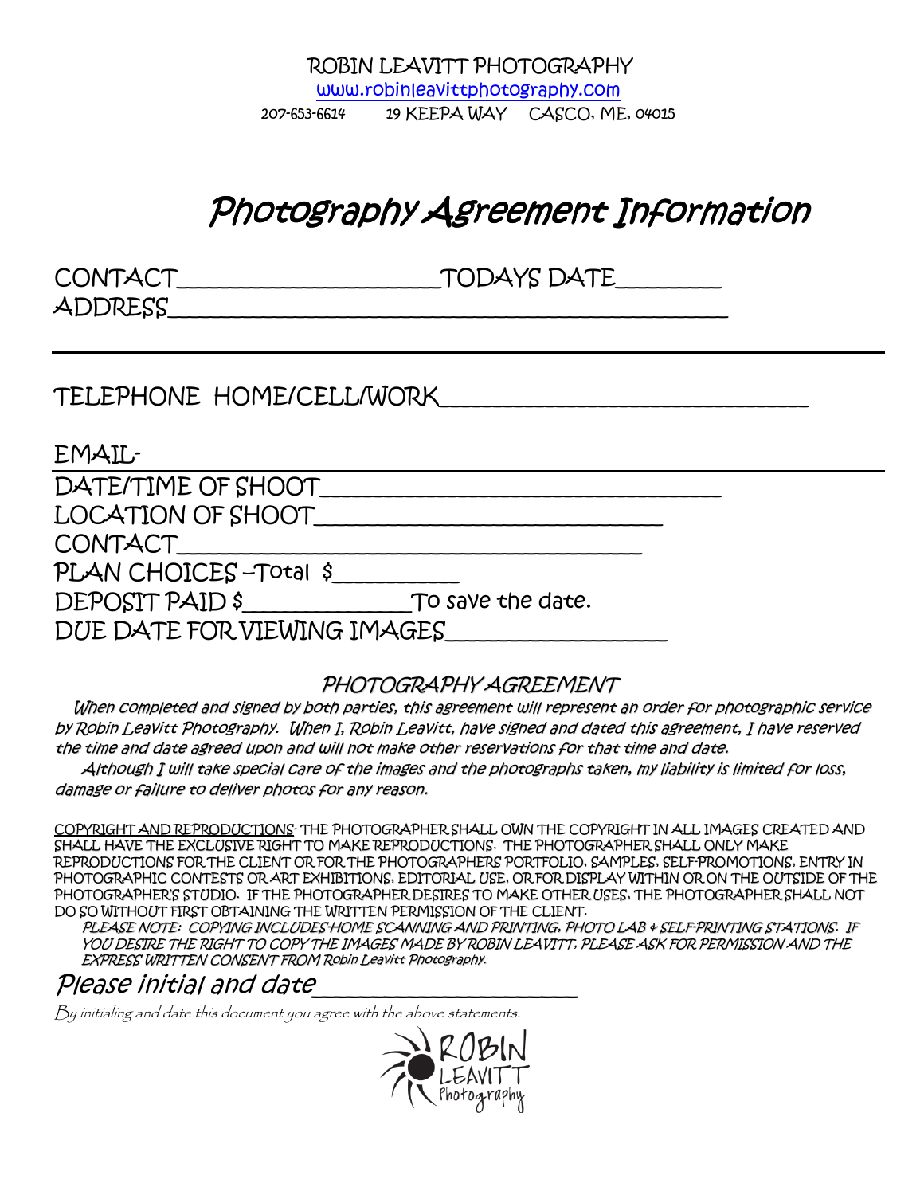ROBIN LEAVITT PHOTOGRAPHY
www.robinleavittphotography.com
207-653-6614 19 KEEPA WAY CASCO, ME, 04015

# Photography Agreement Information

CONTACT_____________________TODAYS DATE________
ADDRESS____________________________________________

---

TELEPHONE HOME/CELL/WORK____________________________

EMAIL-

DATE/TIME OF SHOOT________________________________
LOCATION OF SHOOT_____________________________
CONTACT__________________________________________
PLAN CHOICES –Total $__________
DEPOSIT PAID $______________To save the date.
DUE DATE FOR VIEWING IMAGES_________________

## *PHOTOGRAPHY AGREEMENT*

*When completed and signed by both parties, this agreement will represent an order for photographic service by Robin Leavitt Photography. When I, Robin Leavitt, have signed and dated this agreement, I have reserved the time and date agreed upon and will not make other reservations for that time and date.*

*Although I will take special care of the images and the photographs taken, my liability is limited for loss, damage or failure to deliver photos for any reason.*

COPYRIGHT AND REPRODUCTIONS- THE PHOTOGRAPHER SHALL OWN THE COPYRIGHT IN ALL IMAGES CREATED AND SHALL HAVE THE EXCLUSIVE RIGHT TO MAKE REPRODUCTIONS. THE PHOTOGRAPHER SHALL ONLY MAKE REPRODUCTIONS FOR THE CLIENT OR FOR THE PHOTOGRAPHERS PORTFOLIO, SAMPLES, SELF-PROMOTIONS, ENTRY IN PHOTOGRAPHIC CONTESTS OR ART EXHIBITIONS, EDITORIAL USE, OR FOR DISPLAY WITHIN OR ON THE OUTSIDE OF THE PHOTOGRAPHER'S STUDIO. IF THE PHOTOGRAPHER DESIRES TO MAKE OTHER USES, THE PHOTOGRAPHER SHALL NOT DO SO WITHOUT FIRST OBTAINING THE WRITTEN PERMISSION OF THE CLIENT.

*PLEASE NOTE: COPYING INCLUDES-HOME SCANNING AND PRINTING, PHOTO LAB & SELF-PRINTING STATIONS. IF YOU DESIRE THE RIGHT TO COPY THE IMAGES MADE BY ROBIN LEAVITT, PLEASE ASK FOR PERMISSION AND THE EXPRESS WRITTEN CONSENT FROM Robin Leavitt Photography.*

*Please initial and date___________________*

*By initialing and date this document you agree with the above statements.*

ROBIN LEAVITT Photography